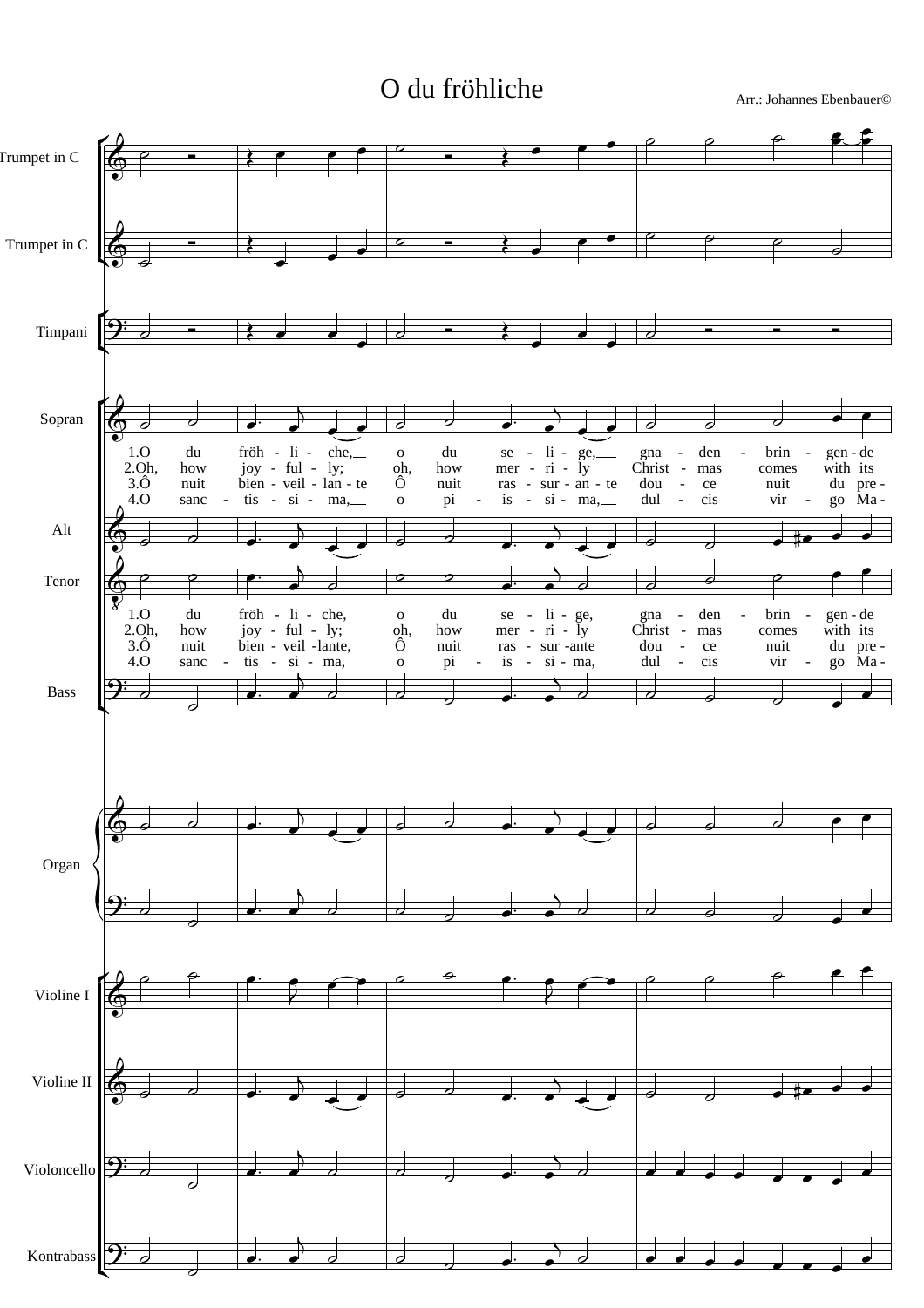# O du fröhliche

Arr.: Johannes Ebenbauer©

Trumpet in C

Trumpet in C

Timpani

Sopran

1.O du fröh - li - che, o du se - li - ge, gna - den - brin - gen - de
2.Oh, how joy - ful - ly; oh, how mer - ri - ly Christ - mas comes with its
3.Ô nuit bien - veil - lan - te Ô nuit ras - sur - an - te dou - ce nuit du pre -
4.O sanc - tis - si - ma, o pi - is - si - ma, dul - cis vir - go Ma -

Alt

Tenor

1.O du fröh - li - che, o du se - li - ge, gna - den - brin - gen - de
2.Oh, how joy - ful - ly; oh, how mer - ri - ly Christ - mas comes with its
3.Ô nuit bien - veil -lante, Ô nuit ras - sur -ante dou - ce nuit du pre -
4.O sanc - tis - si - ma, o pi - is - si - ma, dul - cis vir - go Ma -

Bass

Organ

Violine I

Violine II

Violoncello

Kontrabass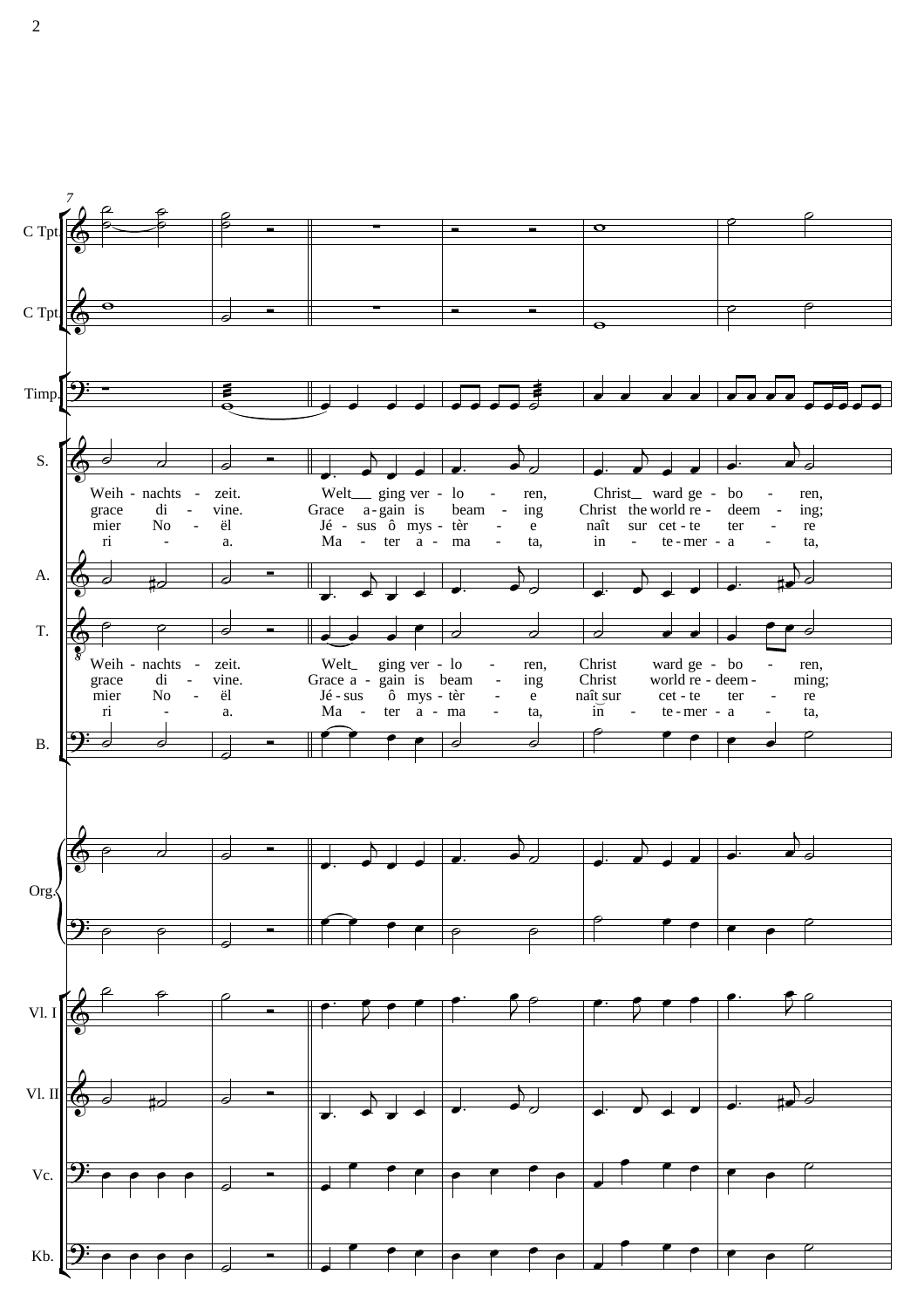C Tpt.
C Tpt.
Timp.

S.

Weih - nachts - zeit. Welt ging ver - lo - ren, Christ ward ge - bo - ren,
grace di - vine. Grace a - gain is beam - ing Christ the world re - deem - ing;
mier No - ël Jé - sus ô mys - tèr - e naît sur cet - te ter - re
ri - a. Ma - ter a - ma - ta, in - te - mer - a - ta,

A.

T.

Weih - nachts - zeit. Welt ging ver - lo - ren, Christ ward ge - bo - ren,
grace di - vine. Grace a - gain is beam - ing Christ world re - deem - ming;
mier No - ël Jé - sus ô mys - tèr - e naît sur cet - te ter - re
ri - a. Ma - ter a - ma - ta, in - te - mer - a - ta,

B.

Org.

Vl. I
Vl. II
Vc.
Kb.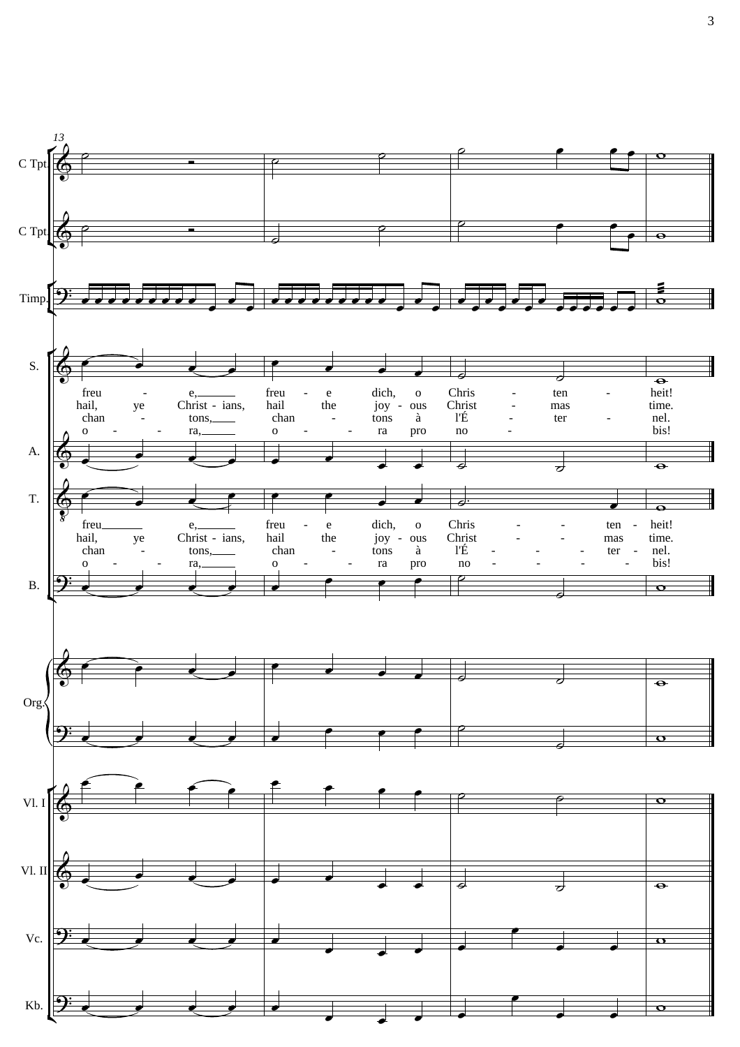13

C Tpt.

C Tpt.

Timp.

S.

freu - e, freu - e dich, o Chris - ten - heit!
hail, ye Christ - ians, hail the joy - ous Christ - mas time.
chan - tons, chan - tons à l'É - ter - nel.
o - - ra, o - - ra pro no - bis!

A.

T.

freu e, freu - e dich, o Chris - - ten - heit!
hail, ye Christ - ians, hail the joy - ous Christ - - mas time.
chan - tons, chan - tons à l'É - - - ter - nel.
o - - ra, o - - ra pro no - - - - bis!

B.

Org.

Vl. I

Vl. II

Vc.

Kb.